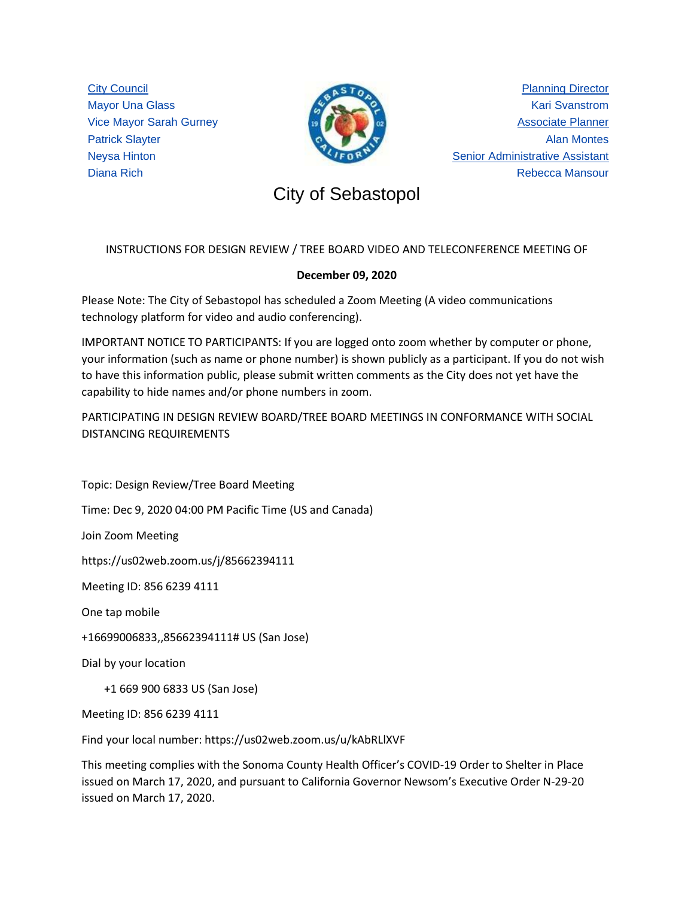City Council
Mayor Una Glass
Vice Mayor Sarah Gurney
Patrick Slayter
Neysa Hinton
Diana Rich

Planning Director
Kari Svanstrom
Associate Planner
Alan Montes
Senior Administrative Assistant
Rebecca Mansour

# City of Sebastopol

INSTRUCTIONS FOR DESIGN REVIEW / TREE BOARD VIDEO AND TELECONFERENCE MEETING OF

**December 09, 2020**

Please Note: The City of Sebastopol has scheduled a Zoom Meeting (A video communications technology platform for video and audio conferencing).

IMPORTANT NOTICE TO PARTICIPANTS: If you are logged onto zoom whether by computer or phone, your information (such as name or phone number) is shown publicly as a participant. If you do not wish to have this information public, please submit written comments as the City does not yet have the capability to hide names and/or phone numbers in zoom.

PARTICIPATING IN DESIGN REVIEW BOARD/TREE BOARD MEETINGS IN CONFORMANCE WITH SOCIAL DISTANCING REQUIREMENTS

Topic: Design Review/Tree Board Meeting

Time: Dec 9, 2020 04:00 PM Pacific Time (US and Canada)

Join Zoom Meeting

https://us02web.zoom.us/j/85662394111

Meeting ID: 856 6239 4111

One tap mobile

+16699006833,,85662394111# US (San Jose)

Dial by your location

+1 669 900 6833 US (San Jose)

Meeting ID: 856 6239 4111

Find your local number: https://us02web.zoom.us/u/kAbRLlXVF

This meeting complies with the Sonoma County Health Officer's COVID-19 Order to Shelter in Place issued on March 17, 2020, and pursuant to California Governor Newsom's Executive Order N-29-20 issued on March 17, 2020.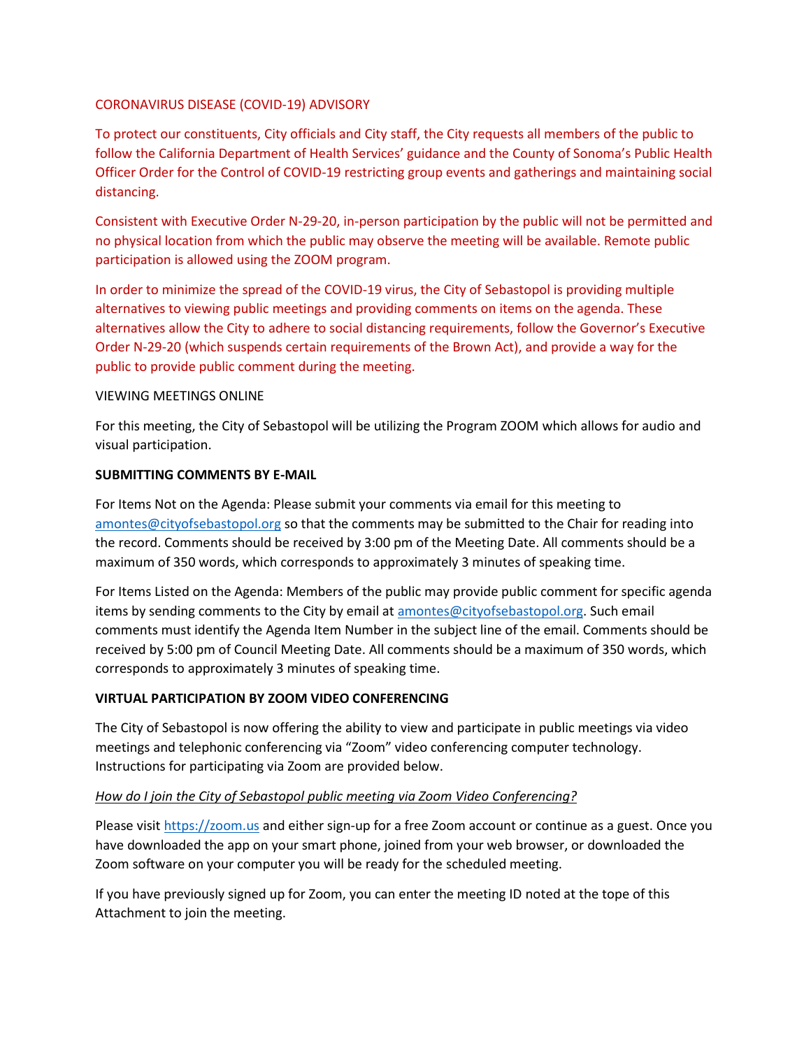CORONAVIRUS DISEASE (COVID-19) ADVISORY

To protect our constituents, City officials and City staff, the City requests all members of the public to follow the California Department of Health Services' guidance and the County of Sonoma's Public Health Officer Order for the Control of COVID-19 restricting group events and gatherings and maintaining social distancing.

Consistent with Executive Order N-29-20, in-person participation by the public will not be permitted and no physical location from which the public may observe the meeting will be available. Remote public participation is allowed using the ZOOM program.

In order to minimize the spread of the COVID-19 virus, the City of Sebastopol is providing multiple alternatives to viewing public meetings and providing comments on items on the agenda. These alternatives allow the City to adhere to social distancing requirements, follow the Governor's Executive Order N-29-20 (which suspends certain requirements of the Brown Act), and provide a way for the public to provide public comment during the meeting.

VIEWING MEETINGS ONLINE

For this meeting, the City of Sebastopol will be utilizing the Program ZOOM which allows for audio and visual participation.

**SUBMITTING COMMENTS BY E-MAIL**

For Items Not on the Agenda: Please submit your comments via email for this meeting to amontes@cityofsebastopol.org so that the comments may be submitted to the Chair for reading into the record. Comments should be received by 3:00 pm of the Meeting Date. All comments should be a maximum of 350 words, which corresponds to approximately 3 minutes of speaking time.

For Items Listed on the Agenda: Members of the public may provide public comment for specific agenda items by sending comments to the City by email at amontes@cityofsebastopol.org. Such email comments must identify the Agenda Item Number in the subject line of the email. Comments should be received by 5:00 pm of Council Meeting Date. All comments should be a maximum of 350 words, which corresponds to approximately 3 minutes of speaking time.

**VIRTUAL PARTICIPATION BY ZOOM VIDEO CONFERENCING**

The City of Sebastopol is now offering the ability to view and participate in public meetings via video meetings and telephonic conferencing via "Zoom" video conferencing computer technology. Instructions for participating via Zoom are provided below.

*How do I join the City of Sebastopol public meeting via Zoom Video Conferencing?*

Please visit https://zoom.us and either sign-up for a free Zoom account or continue as a guest. Once you have downloaded the app on your smart phone, joined from your web browser, or downloaded the Zoom software on your computer you will be ready for the scheduled meeting.

If you have previously signed up for Zoom, you can enter the meeting ID noted at the tope of this Attachment to join the meeting.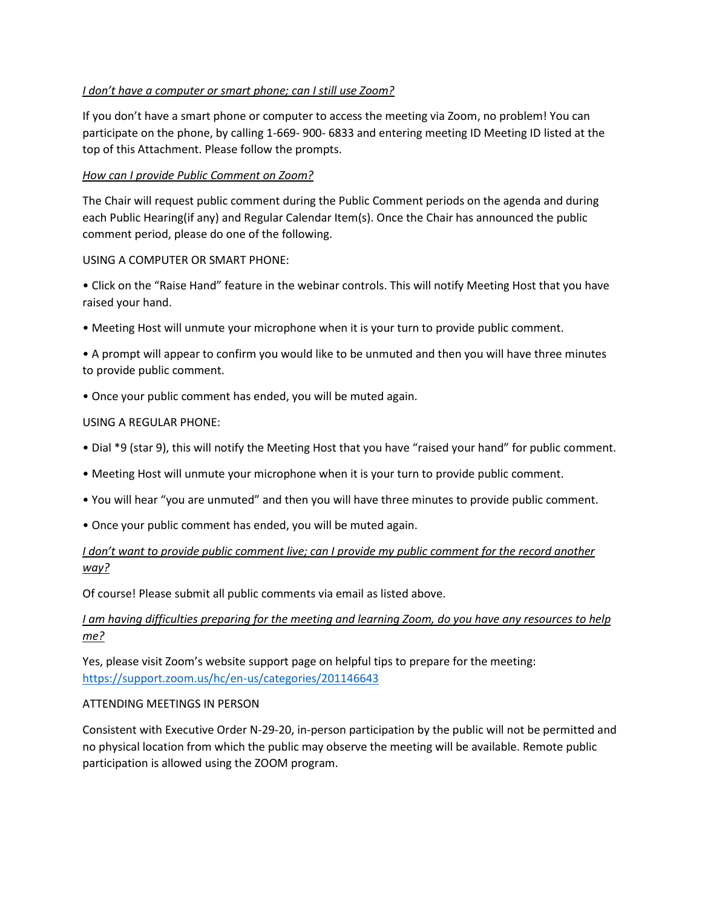*I don't have a computer or smart phone; can I still use Zoom?*

If you don't have a smart phone or computer to access the meeting via Zoom, no problem! You can participate on the phone, by calling 1-669- 900- 6833 and entering meeting ID Meeting ID listed at the top of this Attachment. Please follow the prompts.

*How can I provide Public Comment on Zoom?*

The Chair will request public comment during the Public Comment periods on the agenda and during each Public Hearing(if any) and Regular Calendar Item(s). Once the Chair has announced the public comment period, please do one of the following.

USING A COMPUTER OR SMART PHONE:

- Click on the "Raise Hand" feature in the webinar controls. This will notify Meeting Host that you have raised your hand.
- Meeting Host will unmute your microphone when it is your turn to provide public comment.
- A prompt will appear to confirm you would like to be unmuted and then you will have three minutes to provide public comment.
- Once your public comment has ended, you will be muted again.

USING A REGULAR PHONE:

- Dial *9 (star 9), this will notify the Meeting Host that you have "raised your hand" for public comment.
- Meeting Host will unmute your microphone when it is your turn to provide public comment.
- You will hear "you are unmuted" and then you will have three minutes to provide public comment.
- Once your public comment has ended, you will be muted again.

*I don't want to provide public comment live; can I provide my public comment for the record another way?*

Of course! Please submit all public comments via email as listed above.

*I am having difficulties preparing for the meeting and learning Zoom, do you have any resources to help me?*

Yes, please visit Zoom's website support page on helpful tips to prepare for the meeting: https://support.zoom.us/hc/en-us/categories/201146643

ATTENDING MEETINGS IN PERSON

Consistent with Executive Order N-29-20, in-person participation by the public will not be permitted and no physical location from which the public may observe the meeting will be available. Remote public participation is allowed using the ZOOM program.